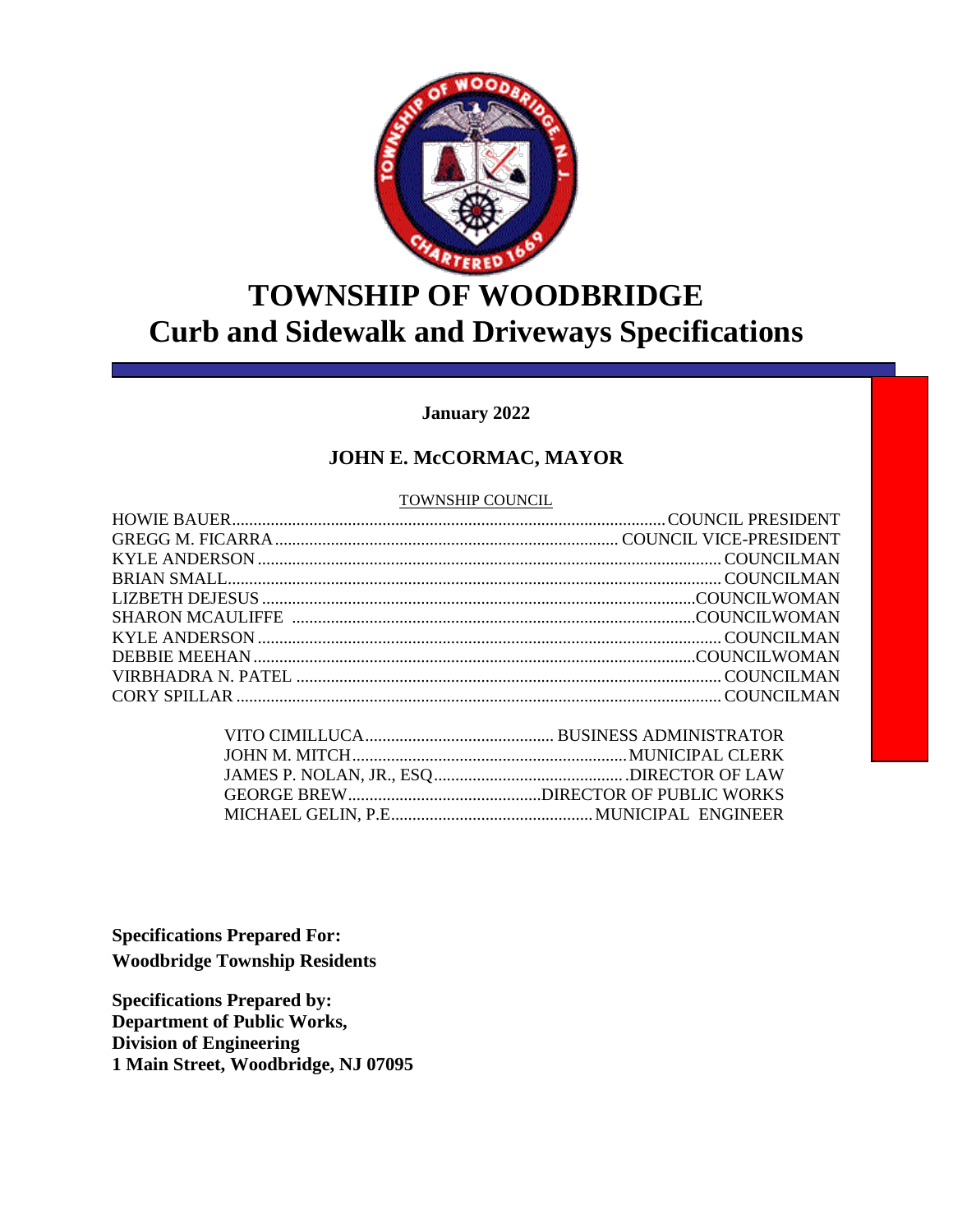# TOWNSHIP OF WOODBRIDGE
# Curb and Sidewalk and Driveways Specifications

**January 2022**

## JOHN E. McCORMAC, MAYOR

TOWNSHIP COUNCIL

| | |
|---|---|
| HOWIE BAUER | COUNCIL PRESIDENT |
| GREGG M. FICARRA | COUNCIL VICE-PRESIDENT |
| KYLE ANDERSON | COUNCILMAN |
| BRIAN SMALL | COUNCILMAN |
| LIZBETH DEJESUS | COUNCILWOMAN |
| SHARON MCAULIFFE | COUNCILWOMAN |
| KYLE ANDERSON | COUNCILMAN |
| DEBBIE MEEHAN | COUNCILWOMAN |
| VIRBHADRA N. PATEL | COUNCILMAN |
| CORY SPILLAR | COUNCILMAN |

| | |
|---|---|
| VITO CIMILLUCA | BUSINESS ADMINISTRATOR |
| JOHN M. MITCH | MUNICIPAL CLERK |
| JAMES P. NOLAN, JR., ESQ | DIRECTOR OF LAW |
| GEORGE BREW | DIRECTOR OF PUBLIC WORKS |
| MICHAEL GELIN, P.E | MUNICIPAL ENGINEER |

**Specifications Prepared For:**
**Woodbridge Township Residents**

**Specifications Prepared by:**
**Department of Public Works,**
**Division of Engineering**
**1 Main Street, Woodbridge, NJ 07095**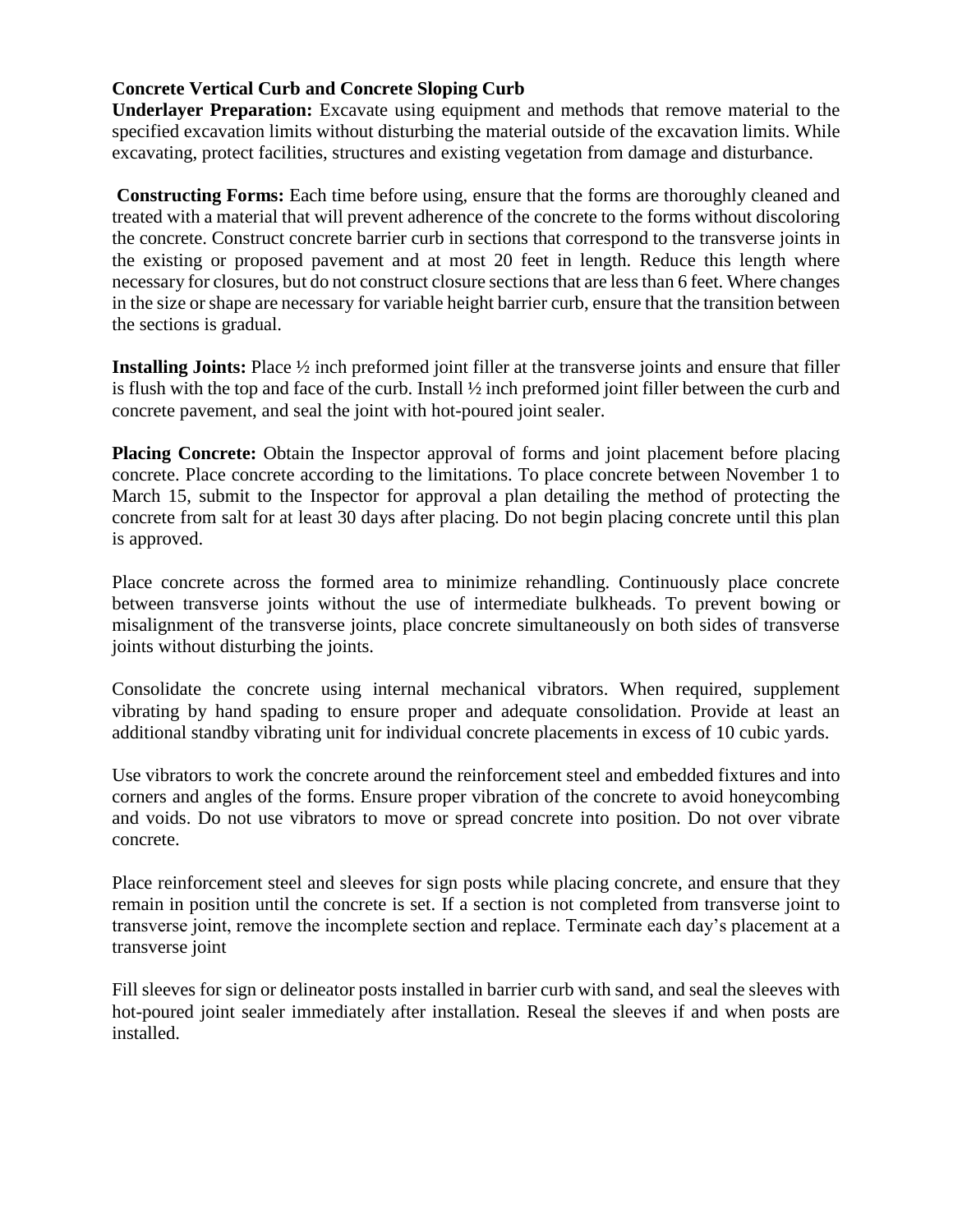**Concrete Vertical Curb and Concrete Sloping Curb**

**Underlayer Preparation:** Excavate using equipment and methods that remove material to the specified excavation limits without disturbing the material outside of the excavation limits. While excavating, protect facilities, structures and existing vegetation from damage and disturbance.

**Constructing Forms:** Each time before using, ensure that the forms are thoroughly cleaned and treated with a material that will prevent adherence of the concrete to the forms without discoloring the concrete. Construct concrete barrier curb in sections that correspond to the transverse joints in the existing or proposed pavement and at most 20 feet in length. Reduce this length where necessary for closures, but do not construct closure sections that are less than 6 feet. Where changes in the size or shape are necessary for variable height barrier curb, ensure that the transition between the sections is gradual.

**Installing Joints:** Place ½ inch preformed joint filler at the transverse joints and ensure that filler is flush with the top and face of the curb. Install ½ inch preformed joint filler between the curb and concrete pavement, and seal the joint with hot-poured joint sealer.

**Placing Concrete:** Obtain the Inspector approval of forms and joint placement before placing concrete. Place concrete according to the limitations. To place concrete between November 1 to March 15, submit to the Inspector for approval a plan detailing the method of protecting the concrete from salt for at least 30 days after placing. Do not begin placing concrete until this plan is approved.

Place concrete across the formed area to minimize rehandling. Continuously place concrete between transverse joints without the use of intermediate bulkheads. To prevent bowing or misalignment of the transverse joints, place concrete simultaneously on both sides of transverse joints without disturbing the joints.

Consolidate the concrete using internal mechanical vibrators. When required, supplement vibrating by hand spading to ensure proper and adequate consolidation. Provide at least an additional standby vibrating unit for individual concrete placements in excess of 10 cubic yards.

Use vibrators to work the concrete around the reinforcement steel and embedded fixtures and into corners and angles of the forms. Ensure proper vibration of the concrete to avoid honeycombing and voids. Do not use vibrators to move or spread concrete into position. Do not over vibrate concrete.

Place reinforcement steel and sleeves for sign posts while placing concrete, and ensure that they remain in position until the concrete is set. If a section is not completed from transverse joint to transverse joint, remove the incomplete section and replace. Terminate each day's placement at a transverse joint

Fill sleeves for sign or delineator posts installed in barrier curb with sand, and seal the sleeves with hot-poured joint sealer immediately after installation. Reseal the sleeves if and when posts are installed.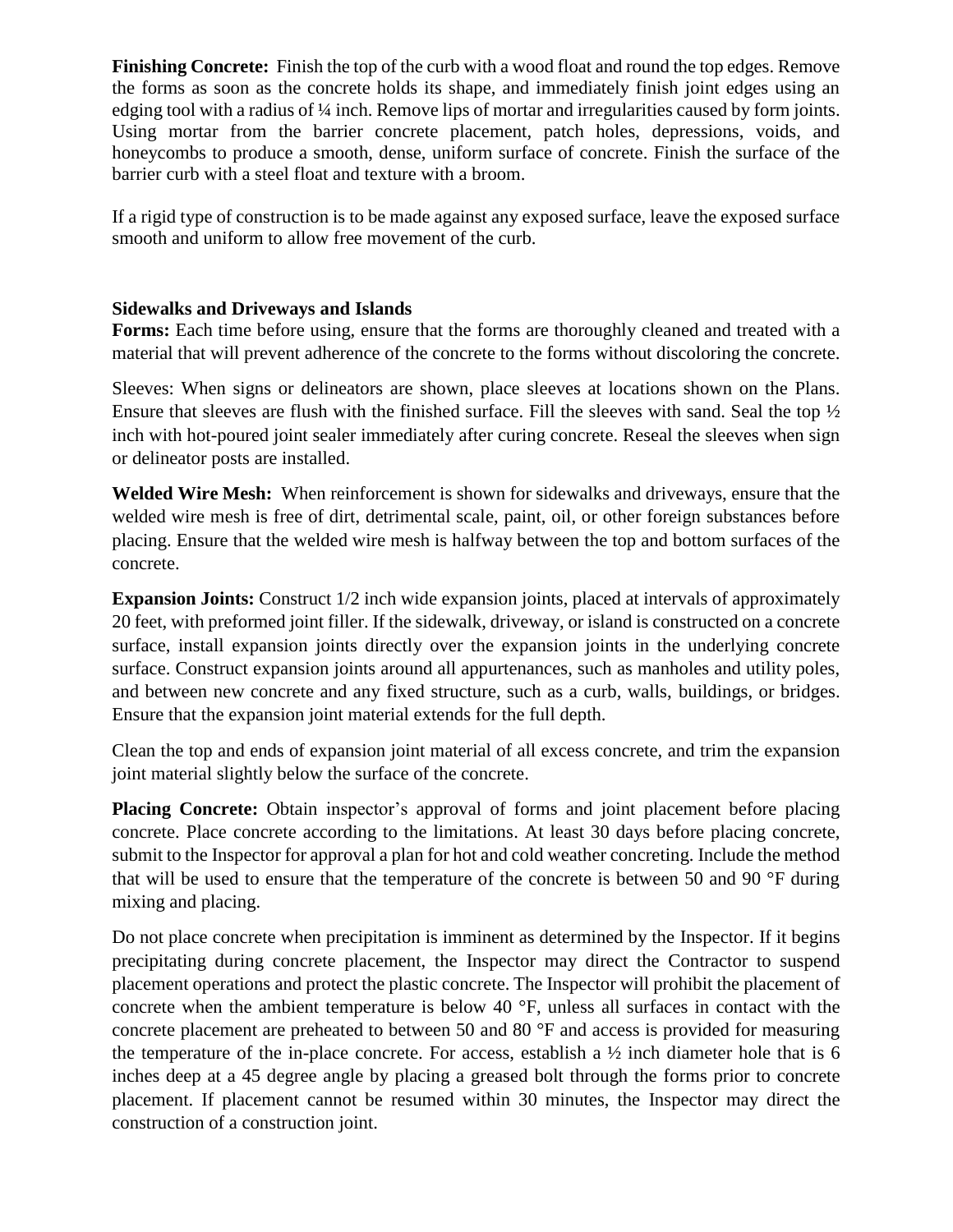**Finishing Concrete:** Finish the top of the curb with a wood float and round the top edges. Remove the forms as soon as the concrete holds its shape, and immediately finish joint edges using an edging tool with a radius of ¼ inch. Remove lips of mortar and irregularities caused by form joints. Using mortar from the barrier concrete placement, patch holes, depressions, voids, and honeycombs to produce a smooth, dense, uniform surface of concrete. Finish the surface of the barrier curb with a steel float and texture with a broom.

If a rigid type of construction is to be made against any exposed surface, leave the exposed surface smooth and uniform to allow free movement of the curb.

**Sidewalks and Driveways and Islands**

**Forms:** Each time before using, ensure that the forms are thoroughly cleaned and treated with a material that will prevent adherence of the concrete to the forms without discoloring the concrete.

Sleeves: When signs or delineators are shown, place sleeves at locations shown on the Plans. Ensure that sleeves are flush with the finished surface. Fill the sleeves with sand. Seal the top ½ inch with hot-poured joint sealer immediately after curing concrete. Reseal the sleeves when sign or delineator posts are installed.

**Welded Wire Mesh:** When reinforcement is shown for sidewalks and driveways, ensure that the welded wire mesh is free of dirt, detrimental scale, paint, oil, or other foreign substances before placing. Ensure that the welded wire mesh is halfway between the top and bottom surfaces of the concrete.

**Expansion Joints:** Construct 1/2 inch wide expansion joints, placed at intervals of approximately 20 feet, with preformed joint filler. If the sidewalk, driveway, or island is constructed on a concrete surface, install expansion joints directly over the expansion joints in the underlying concrete surface. Construct expansion joints around all appurtenances, such as manholes and utility poles, and between new concrete and any fixed structure, such as a curb, walls, buildings, or bridges. Ensure that the expansion joint material extends for the full depth.

Clean the top and ends of expansion joint material of all excess concrete, and trim the expansion joint material slightly below the surface of the concrete.

**Placing Concrete:** Obtain inspector's approval of forms and joint placement before placing concrete. Place concrete according to the limitations. At least 30 days before placing concrete, submit to the Inspector for approval a plan for hot and cold weather concreting. Include the method that will be used to ensure that the temperature of the concrete is between 50 and 90 °F during mixing and placing.

Do not place concrete when precipitation is imminent as determined by the Inspector. If it begins precipitating during concrete placement, the Inspector may direct the Contractor to suspend placement operations and protect the plastic concrete. The Inspector will prohibit the placement of concrete when the ambient temperature is below 40 °F, unless all surfaces in contact with the concrete placement are preheated to between 50 and 80 °F and access is provided for measuring the temperature of the in-place concrete. For access, establish a ½ inch diameter hole that is 6 inches deep at a 45 degree angle by placing a greased bolt through the forms prior to concrete placement. If placement cannot be resumed within 30 minutes, the Inspector may direct the construction of a construction joint.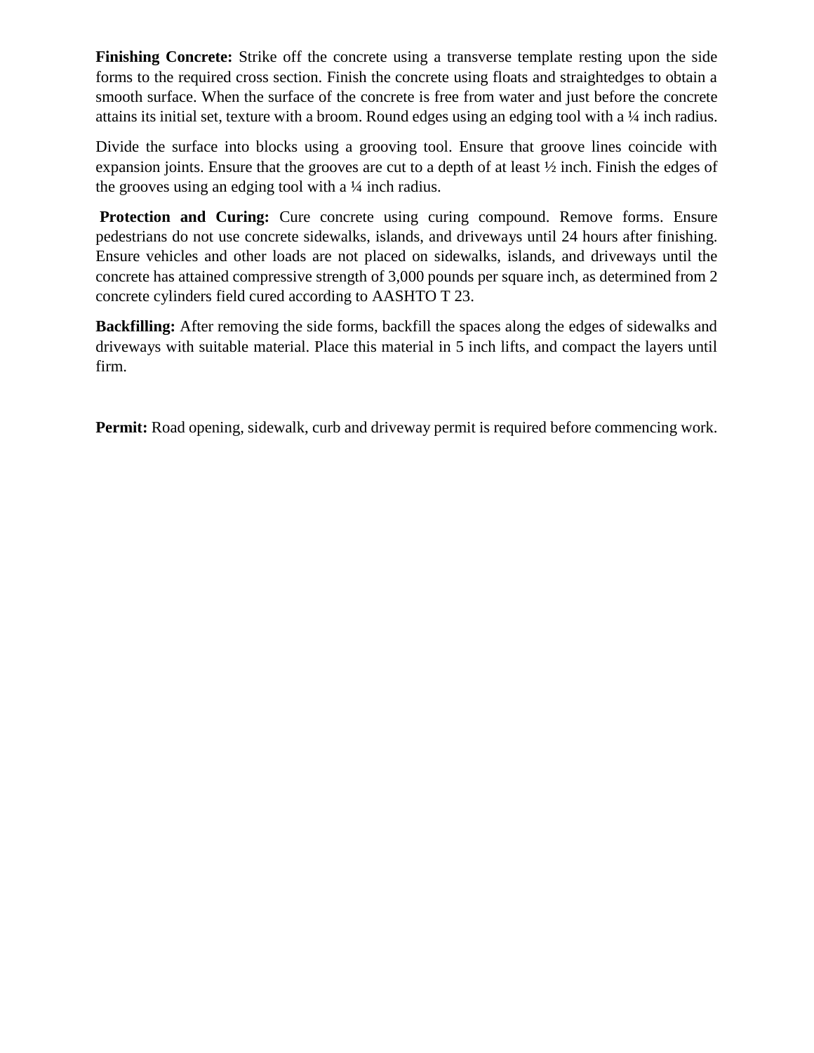**Finishing Concrete:** Strike off the concrete using a transverse template resting upon the side forms to the required cross section. Finish the concrete using floats and straightedges to obtain a smooth surface. When the surface of the concrete is free from water and just before the concrete attains its initial set, texture with a broom. Round edges using an edging tool with a ¼ inch radius.

Divide the surface into blocks using a grooving tool. Ensure that groove lines coincide with expansion joints. Ensure that the grooves are cut to a depth of at least ½ inch. Finish the edges of the grooves using an edging tool with a ¼ inch radius.

**Protection and Curing:** Cure concrete using curing compound. Remove forms. Ensure pedestrians do not use concrete sidewalks, islands, and driveways until 24 hours after finishing. Ensure vehicles and other loads are not placed on sidewalks, islands, and driveways until the concrete has attained compressive strength of 3,000 pounds per square inch, as determined from 2 concrete cylinders field cured according to AASHTO T 23.

**Backfilling:** After removing the side forms, backfill the spaces along the edges of sidewalks and driveways with suitable material. Place this material in 5 inch lifts, and compact the layers until firm.

**Permit:** Road opening, sidewalk, curb and driveway permit is required before commencing work.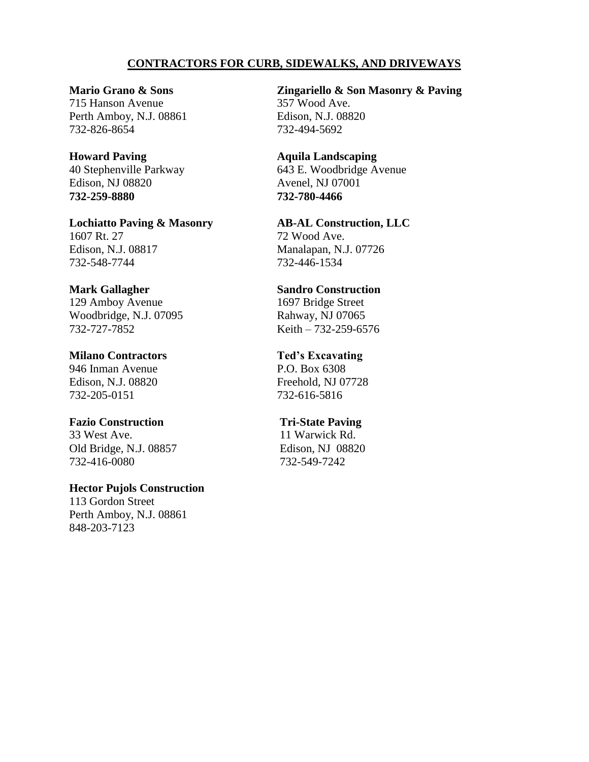## CONTRACTORS FOR CURB, SIDEWALKS, AND DRIVEWAYS

**Mario Grano & Sons**
715 Hanson Avenue
Perth Amboy, N.J. 08861
732-826-8654

**Howard Paving**
40 Stephenville Parkway
Edison, NJ 08820
**732-259-8880**

**Lochiatto Paving & Masonry**
1607 Rt. 27
Edison, N.J. 08817
732-548-7744

**Mark Gallagher**
129 Amboy Avenue
Woodbridge, N.J. 07095
732-727-7852

**Milano Contractors**
946 Inman Avenue
Edison, N.J. 08820
732-205-0151

**Fazio Construction**
33 West Ave.
Old Bridge, N.J. 08857
732-416-0080

**Hector Pujols Construction**
113 Gordon Street
Perth Amboy, N.J. 08861
848-203-7123

**Zingariello & Son Masonry & Paving**
357 Wood Ave.
Edison, N.J. 08820
732-494-5692

**Aquila Landscaping**
643 E. Woodbridge Avenue
Avenel, NJ 07001
**732-780-4466**

**AB-AL Construction, LLC**
72 Wood Ave.
Manalapan, N.J. 07726
732-446-1534

**Sandro Construction**
1697 Bridge Street
Rahway, NJ 07065
Keith – 732-259-6576

**Ted's Excavating**
P.O. Box 6308
Freehold, NJ 07728
732-616-5816

**Tri-State Paving**
11 Warwick Rd.
Edison, NJ 08820
732-549-7242